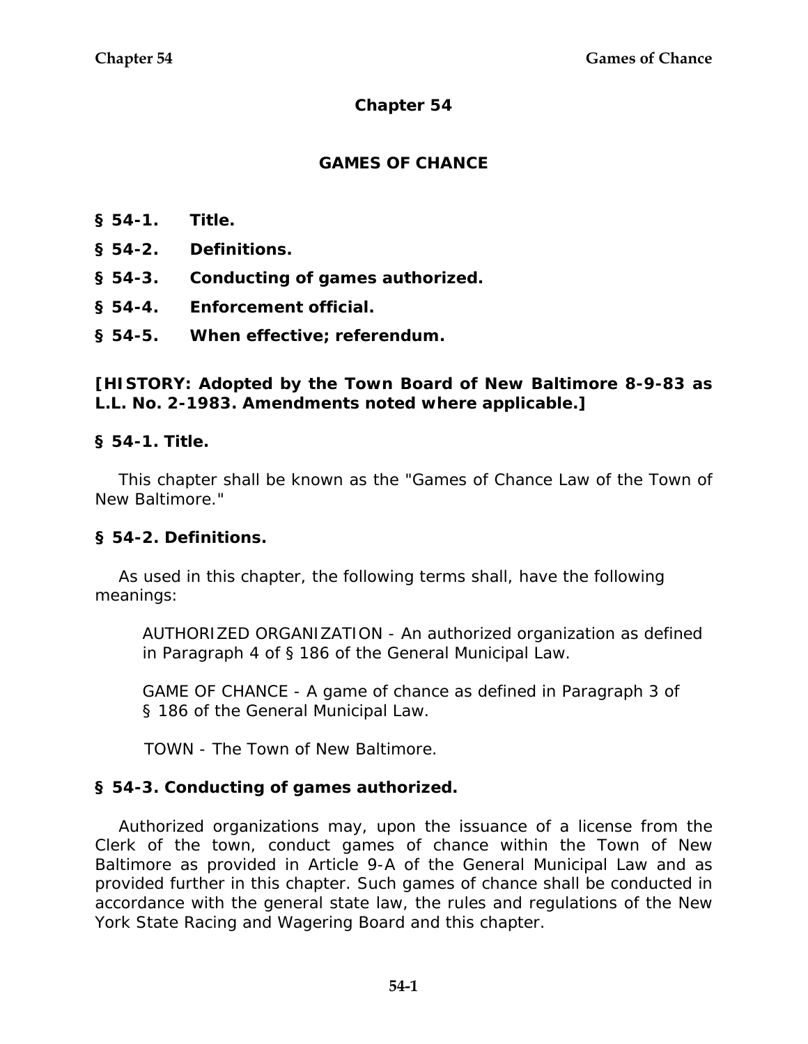# Chapter 54

## GAMES OF CHANCE

**§ 54-1. Title.**

**§ 54-2. Definitions.**

**§ 54-3. Conducting of games authorized.**

**§ 54-4. Enforcement official.**

**§ 54-5. When effective; referendum.**

**[HISTORY: Adopted by the Town Board of New Baltimore 8-9-83 as L.L. No. 2-1983. Amendments noted where applicable.]**

### § 54-1. Title.

This chapter shall be known as the "Games of Chance Law of the Town of New Baltimore."

### § 54-2. Definitions.

As used in this chapter, the following terms shall, have the following meanings:

AUTHORIZED ORGANIZATION - An authorized organization as defined in Paragraph 4 of § 186 of the General Municipal Law.

GAME OF CHANCE - A game of chance as defined in Paragraph 3 of § 186 of the General Municipal Law.

TOWN - The Town of New Baltimore.

### § 54-3. Conducting of games authorized.

Authorized organizations may, upon the issuance of a license from the Clerk of the town, conduct games of chance within the Town of New Baltimore as provided in Article 9-A of the General Municipal Law and as provided further in this chapter. Such games of chance shall be conducted in accordance with the general state law, the rules and regulations of the New York State Racing and Wagering Board and this chapter.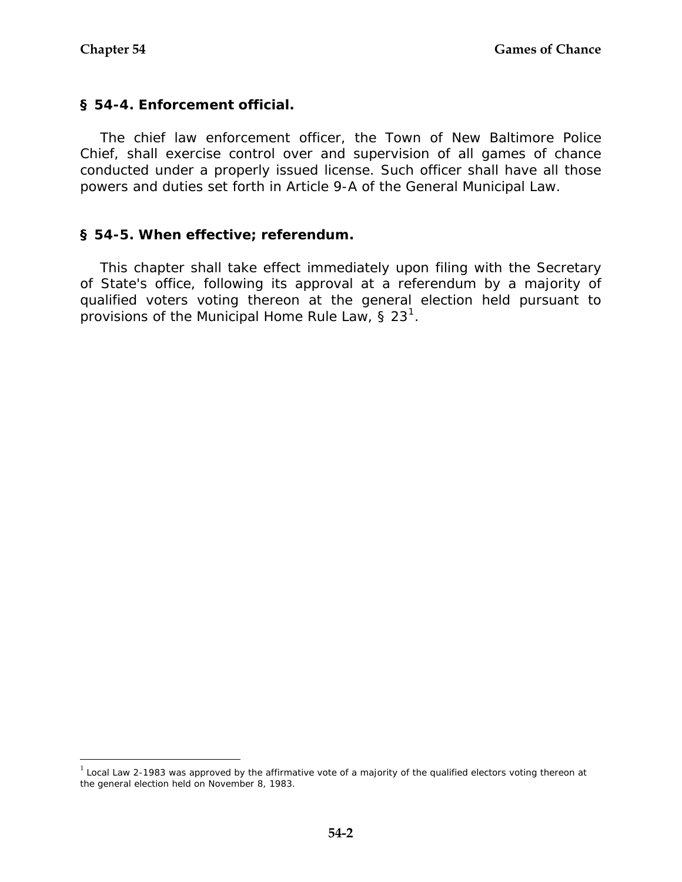## § 54-4. Enforcement official.

The chief law enforcement officer, the Town of New Baltimore Police Chief, shall exercise control over and supervision of all games of chance conducted under a properly issued license. Such officer shall have all those powers and duties set forth in Article 9-A of the General Municipal Law.

## § 54-5. When effective; referendum.

This chapter shall take effect immediately upon filing with the Secretary of State's office, following its approval at a referendum by a majority of qualified voters voting thereon at the general election held pursuant to provisions of the Municipal Home Rule Law, § 23[1].

[1] Local Law 2-1983 was approved by the affirmative vote of a majority of the qualified electors voting thereon at the general election held on November 8, 1983.